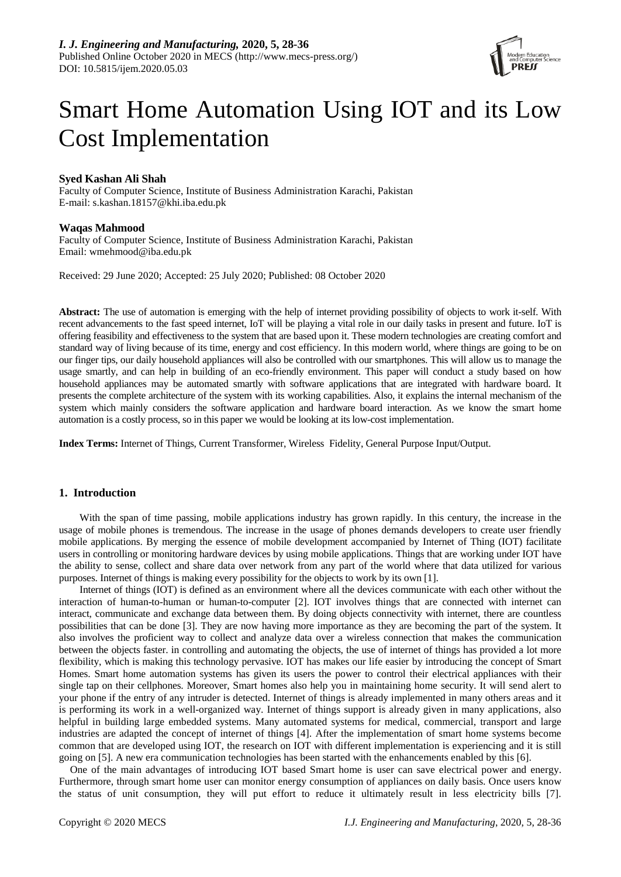*I. J. Engineering and Manufacturing,* **2020, 5, 28-36**
Published Online October 2020 in MECS (http://www.mecs-press.org/)
DOI: 10.5815/ijem.2020.05.03

# Smart Home Automation Using IOT and its Low Cost Implementation

**Syed Kashan Ali Shah**
Faculty of Computer Science, Institute of Business Administration Karachi, Pakistan
E-mail: s.kashan.18157@khi.iba.edu.pk

**Waqas Mahmood**
Faculty of Computer Science, Institute of Business Administration Karachi, Pakistan
Email: wmehmood@iba.edu.pk

Received: 29 June 2020; Accepted: 25 July 2020; Published: 08 October 2020

**Abstract:** The use of automation is emerging with the help of internet providing possibility of objects to work it-self. With recent advancements to the fast speed internet, IoT will be playing a vital role in our daily tasks in present and future. IoT is offering feasibility and effectiveness to the system that are based upon it. These modern technologies are creating comfort and standard way of living because of its time, energy and cost efficiency. In this modern world, where things are going to be on our finger tips, our daily household appliances will also be controlled with our smartphones. This will allow us to manage the usage smartly, and can help in building of an eco-friendly environment. This paper will conduct a study based on how household appliances may be automated smartly with software applications that are integrated with hardware board. It presents the complete architecture of the system with its working capabilities. Also, it explains the internal mechanism of the system which mainly considers the software application and hardware board interaction. As we know the smart home automation is a costly process, so in this paper we would be looking at its low-cost implementation.

**Index Terms:** Internet of Things, Current Transformer, Wireless Fidelity, General Purpose Input/Output.

## 1. Introduction

With the span of time passing, mobile applications industry has grown rapidly. In this century, the increase in the usage of mobile phones is tremendous. The increase in the usage of phones demands developers to create user friendly mobile applications. By merging the essence of mobile development accompanied by Internet of Thing (IOT) facilitate users in controlling or monitoring hardware devices by using mobile applications. Things that are working under IOT have the ability to sense, collect and share data over network from any part of the world where that data utilized for various purposes. Internet of things is making every possibility for the objects to work by its own [1].

Internet of things (IOT) is defined as an environment where all the devices communicate with each other without the interaction of human-to-human or human-to-computer [2]. IOT involves things that are connected with internet can interact, communicate and exchange data between them. By doing objects connectivity with internet, there are countless possibilities that can be done [3]. They are now having more importance as they are becoming the part of the system. It also involves the proficient way to collect and analyze data over a wireless connection that makes the communication between the objects faster. in controlling and automating the objects, the use of internet of things has provided a lot more flexibility, which is making this technology pervasive. IOT has makes our life easier by introducing the concept of Smart Homes. Smart home automation systems has given its users the power to control their electrical appliances with their single tap on their cellphones. Moreover, Smart homes also help you in maintaining home security. It will send alert to your phone if the entry of any intruder is detected. Internet of things is already implemented in many others areas and it is performing its work in a well-organized way. Internet of things support is already given in many applications, also helpful in building large embedded systems. Many automated systems for medical, commercial, transport and large industries are adapted the concept of internet of things [4]. After the implementation of smart home systems become common that are developed using IOT, the research on IOT with different implementation is experiencing and it is still going on [5]. A new era communication technologies has been started with the enhancements enabled by this [6].

One of the main advantages of introducing IOT based Smart home is user can save electrical power and energy. Furthermore, through smart home user can monitor energy consumption of appliances on daily basis. Once users know the status of unit consumption, they will put effort to reduce it ultimately result in less electricity bills [7].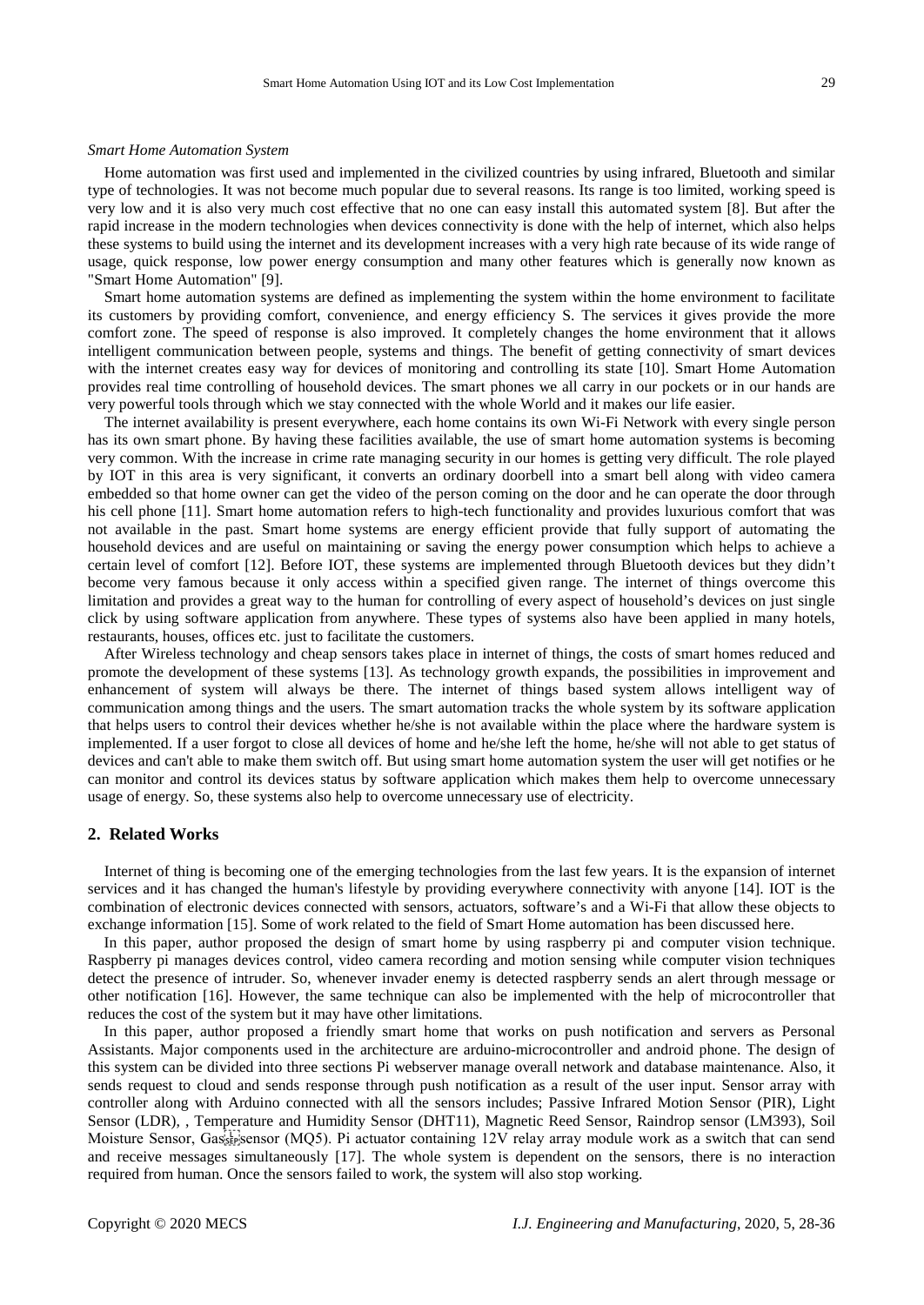*Smart Home Automation System*

Home automation was first used and implemented in the civilized countries by using infrared, Bluetooth and similar type of technologies. It was not become much popular due to several reasons. Its range is too limited, working speed is very low and it is also very much cost effective that no one can easy install this automated system [8]. But after the rapid increase in the modern technologies when devices connectivity is done with the help of internet, which also helps these systems to build using the internet and its development increases with a very high rate because of its wide range of usage, quick response, low power energy consumption and many other features which is generally now known as "Smart Home Automation" [9].

Smart home automation systems are defined as implementing the system within the home environment to facilitate its customers by providing comfort, convenience, and energy efficiency S. The services it gives provide the more comfort zone. The speed of response is also improved. It completely changes the home environment that it allows intelligent communication between people, systems and things. The benefit of getting connectivity of smart devices with the internet creates easy way for devices of monitoring and controlling its state [10]. Smart Home Automation provides real time controlling of household devices. The smart phones we all carry in our pockets or in our hands are very powerful tools through which we stay connected with the whole World and it makes our life easier.

The internet availability is present everywhere, each home contains its own Wi-Fi Network with every single person has its own smart phone. By having these facilities available, the use of smart home automation systems is becoming very common. With the increase in crime rate managing security in our homes is getting very difficult. The role played by IOT in this area is very significant, it converts an ordinary doorbell into a smart bell along with video camera embedded so that home owner can get the video of the person coming on the door and he can operate the door through his cell phone [11]. Smart home automation refers to high-tech functionality and provides luxurious comfort that was not available in the past. Smart home systems are energy efficient provide that fully support of automating the household devices and are useful on maintaining or saving the energy power consumption which helps to achieve a certain level of comfort [12]. Before IOT, these systems are implemented through Bluetooth devices but they didn't become very famous because it only access within a specified given range. The internet of things overcome this limitation and provides a great way to the human for controlling of every aspect of household's devices on just single click by using software application from anywhere. These types of systems also have been applied in many hotels, restaurants, houses, offices etc. just to facilitate the customers.

After Wireless technology and cheap sensors takes place in internet of things, the costs of smart homes reduced and promote the development of these systems [13]. As technology growth expands, the possibilities in improvement and enhancement of system will always be there. The internet of things based system allows intelligent way of communication among things and the users. The smart automation tracks the whole system by its software application that helps users to control their devices whether he/she is not available within the place where the hardware system is implemented. If a user forgot to close all devices of home and he/she left the home, he/she will not able to get status of devices and can't able to make them switch off. But using smart home automation system the user will get notifies or he can monitor and control its devices status by software application which makes them help to overcome unnecessary usage of energy. So, these systems also help to overcome unnecessary use of electricity.

## 2. Related Works

Internet of thing is becoming one of the emerging technologies from the last few years. It is the expansion of internet services and it has changed the human's lifestyle by providing everywhere connectivity with anyone [14]. IOT is the combination of electronic devices connected with sensors, actuators, software's and a Wi-Fi that allow these objects to exchange information [15]. Some of work related to the field of Smart Home automation has been discussed here.

In this paper, author proposed the design of smart home by using raspberry pi and computer vision technique. Raspberry pi manages devices control, video camera recording and motion sensing while computer vision techniques detect the presence of intruder. So, whenever invader enemy is detected raspberry sends an alert through message or other notification [16]. However, the same technique can also be implemented with the help of microcontroller that reduces the cost of the system but it may have other limitations.

In this paper, author proposed a friendly smart home that works on push notification and servers as Personal Assistants. Major components used in the architecture are arduino-microcontroller and android phone. The design of this system can be divided into three sections Pi webserver manage overall network and database maintenance. Also, it sends request to cloud and sends response through push notification as a result of the user input. Sensor array with controller along with Arduino connected with all the sensors includes; Passive Infrared Motion Sensor (PIR), Light Sensor (LDR), , Temperature and Humidity Sensor (DHT11), Magnetic Reed Sensor, Raindrop sensor (LM393), Soil Moisture Sensor, Gas sensor (MQ5). Pi actuator containing 12V relay array module work as a switch that can send and receive messages simultaneously [17]. The whole system is dependent on the sensors, there is no interaction required from human. Once the sensors failed to work, the system will also stop working.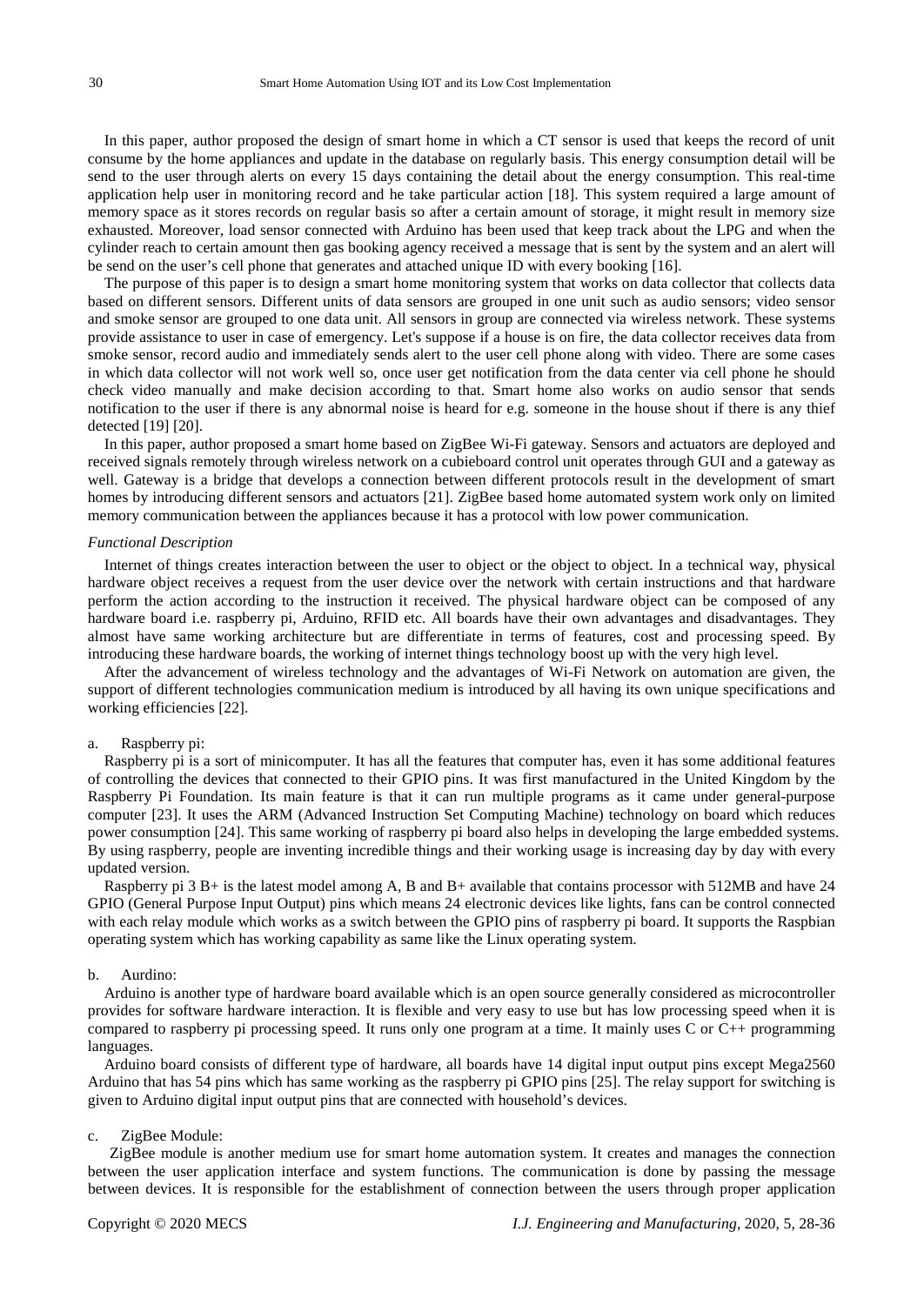In this paper, author proposed the design of smart home in which a CT sensor is used that keeps the record of unit consume by the home appliances and update in the database on regularly basis. This energy consumption detail will be send to the user through alerts on every 15 days containing the detail about the energy consumption. This real-time application help user in monitoring record and he take particular action [18]. This system required a large amount of memory space as it stores records on regular basis so after a certain amount of storage, it might result in memory size exhausted. Moreover, load sensor connected with Arduino has been used that keep track about the LPG and when the cylinder reach to certain amount then gas booking agency received a message that is sent by the system and an alert will be send on the user's cell phone that generates and attached unique ID with every booking [16].

The purpose of this paper is to design a smart home monitoring system that works on data collector that collects data based on different sensors. Different units of data sensors are grouped in one unit such as audio sensors; video sensor and smoke sensor are grouped to one data unit. All sensors in group are connected via wireless network. These systems provide assistance to user in case of emergency. Let's suppose if a house is on fire, the data collector receives data from smoke sensor, record audio and immediately sends alert to the user cell phone along with video. There are some cases in which data collector will not work well so, once user get notification from the data center via cell phone he should check video manually and make decision according to that. Smart home also works on audio sensor that sends notification to the user if there is any abnormal noise is heard for e.g. someone in the house shout if there is any thief detected [19] [20].

In this paper, author proposed a smart home based on ZigBee Wi-Fi gateway. Sensors and actuators are deployed and received signals remotely through wireless network on a cubieboard control unit operates through GUI and a gateway as well. Gateway is a bridge that develops a connection between different protocols result in the development of smart homes by introducing different sensors and actuators [21]. ZigBee based home automated system work only on limited memory communication between the appliances because it has a protocol with low power communication.

*Functional Description*

Internet of things creates interaction between the user to object or the object to object. In a technical way, physical hardware object receives a request from the user device over the network with certain instructions and that hardware perform the action according to the instruction it received. The physical hardware object can be composed of any hardware board i.e. raspberry pi, Arduino, RFID etc. All boards have their own advantages and disadvantages. They almost have same working architecture but are differentiate in terms of features, cost and processing speed. By introducing these hardware boards, the working of internet things technology boost up with the very high level.

After the advancement of wireless technology and the advantages of Wi-Fi Network on automation are given, the support of different technologies communication medium is introduced by all having its own unique specifications and working efficiencies [22].

a. Raspberry pi:

Raspberry pi is a sort of minicomputer. It has all the features that computer has, even it has some additional features of controlling the devices that connected to their GPIO pins. It was first manufactured in the United Kingdom by the Raspberry Pi Foundation. Its main feature is that it can run multiple programs as it came under general-purpose computer [23]. It uses the ARM (Advanced Instruction Set Computing Machine) technology on board which reduces power consumption [24]. This same working of raspberry pi board also helps in developing the large embedded systems. By using raspberry, people are inventing incredible things and their working usage is increasing day by day with every updated version.

Raspberry pi 3 B+ is the latest model among A, B and B+ available that contains processor with 512MB and have 24 GPIO (General Purpose Input Output) pins which means 24 electronic devices like lights, fans can be control connected with each relay module which works as a switch between the GPIO pins of raspberry pi board. It supports the Raspbian operating system which has working capability as same like the Linux operating system.

b. Aurdino:

Arduino is another type of hardware board available which is an open source generally considered as microcontroller provides for software hardware interaction. It is flexible and very easy to use but has low processing speed when it is compared to raspberry pi processing speed. It runs only one program at a time. It mainly uses C or C++ programming languages.

Arduino board consists of different type of hardware, all boards have 14 digital input output pins except Mega2560 Arduino that has 54 pins which has same working as the raspberry pi GPIO pins [25]. The relay support for switching is given to Arduino digital input output pins that are connected with household's devices.

c. ZigBee Module:

ZigBee module is another medium use for smart home automation system. It creates and manages the connection between the user application interface and system functions. The communication is done by passing the message between devices. It is responsible for the establishment of connection between the users through proper application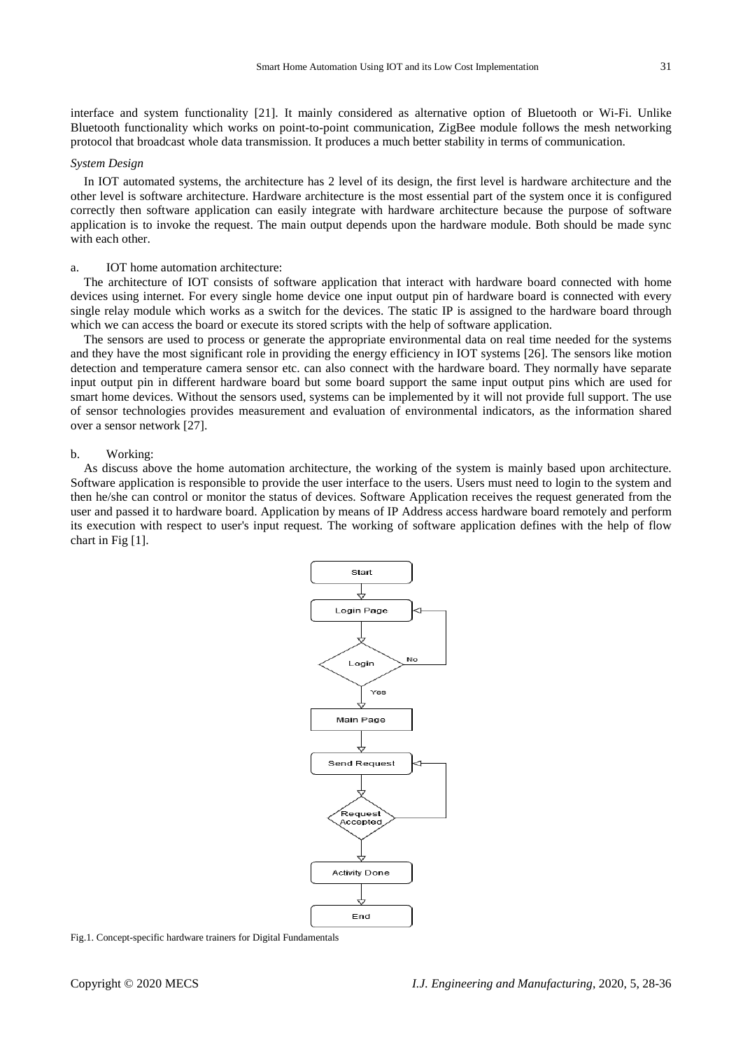interface and system functionality [21]. It mainly considered as alternative option of Bluetooth or Wi-Fi. Unlike Bluetooth functionality which works on point-to-point communication, ZigBee module follows the mesh networking protocol that broadcast whole data transmission. It produces a much better stability in terms of communication.

*System Design*

In IOT automated systems, the architecture has 2 level of its design, the first level is hardware architecture and the other level is software architecture. Hardware architecture is the most essential part of the system once it is configured correctly then software application can easily integrate with hardware architecture because the purpose of software application is to invoke the request. The main output depends upon the hardware module. Both should be made sync with each other.

a. IOT home automation architecture:

The architecture of IOT consists of software application that interact with hardware board connected with home devices using internet. For every single home device one input output pin of hardware board is connected with every single relay module which works as a switch for the devices. The static IP is assigned to the hardware board through which we can access the board or execute its stored scripts with the help of software application.

The sensors are used to process or generate the appropriate environmental data on real time needed for the systems and they have the most significant role in providing the energy efficiency in IOT systems [26]. The sensors like motion detection and temperature camera sensor etc. can also connect with the hardware board. They normally have separate input output pin in different hardware board but some board support the same input output pins which are used for smart home devices. Without the sensors used, systems can be implemented by it will not provide full support. The use of sensor technologies provides measurement and evaluation of environmental indicators, as the information shared over a sensor network [27].

b. Working:

As discuss above the home automation architecture, the working of the system is mainly based upon architecture. Software application is responsible to provide the user interface to the users. Users must need to login to the system and then he/she can control or monitor the status of devices. Software Application receives the request generated from the user and passed it to hardware board. Application by means of IP Address access hardware board remotely and perform its execution with respect to user's input request. The working of software application defines with the help of flow chart in Fig [1].

Start → Login Page → Login (No → Login Page; Yes →) Main Page → Send Request → Request Accepted (→ Send Request) → Activity Done → End

Fig.1. Concept-specific hardware trainers for Digital Fundamentals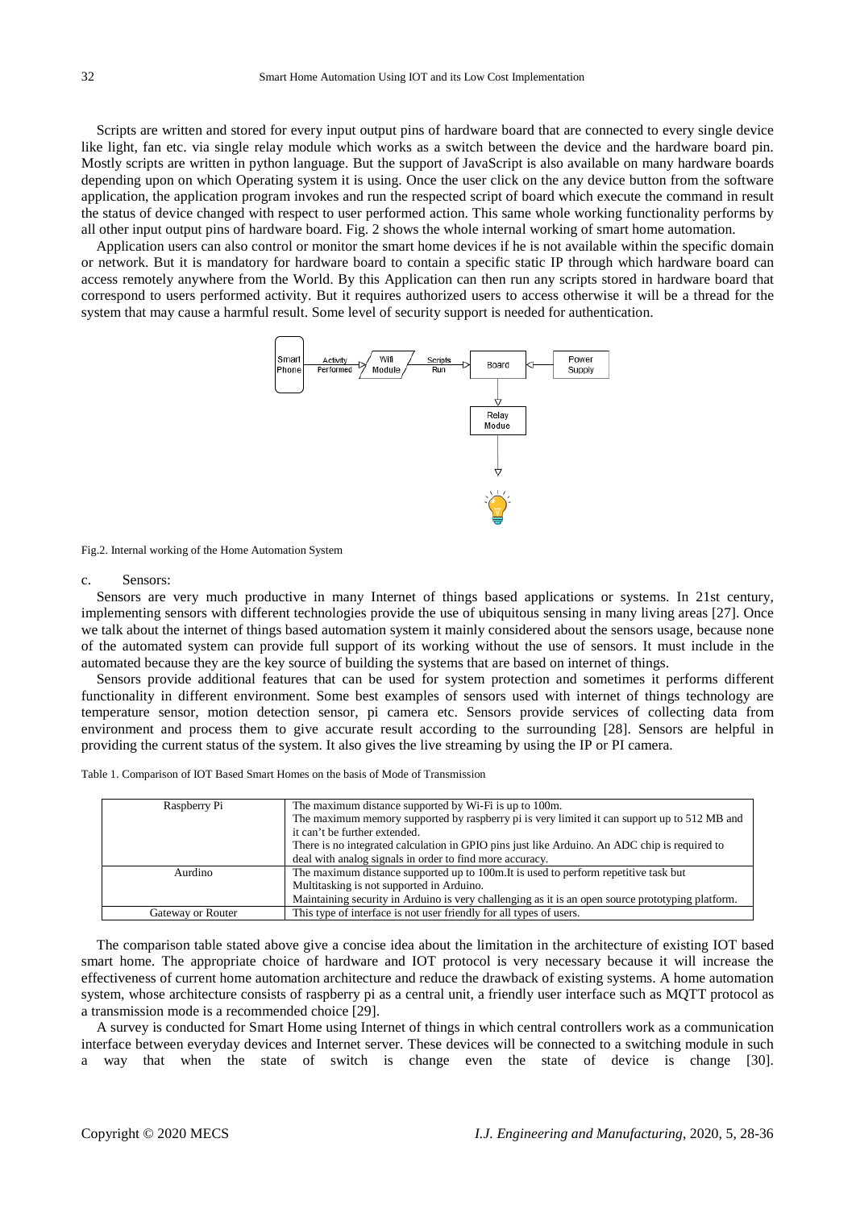Scripts are written and stored for every input output pins of hardware board that are connected to every single device like light, fan etc. via single relay module which works as a switch between the device and the hardware board pin. Mostly scripts are written in python language. But the support of JavaScript is also available on many hardware boards depending upon on which Operating system it is using. Once the user click on the any device button from the software application, the application program invokes and run the respected script of board which execute the command in result the status of device changed with respect to user performed action. This same whole working functionality performs by all other input output pins of hardware board. Fig. 2 shows the whole internal working of smart home automation.

Application users can also control or monitor the smart home devices if he is not available within the specific domain or network. But it is mandatory for hardware board to contain a specific static IP through which hardware board can access remotely anywhere from the World. By this Application can then run any scripts stored in hardware board that correspond to users performed activity. But it requires authorized users to access otherwise it will be a thread for the system that may cause a harmful result. Some level of security support is needed for authentication.

Smart Phone → Activity Performed → Wifi Module → Scripts Run → Board ← Power Supply

Board → Relay Modue → (light bulb)

Fig.2. Internal working of the Home Automation System

c. Sensors:

Sensors are very much productive in many Internet of things based applications or systems. In 21st century, implementing sensors with different technologies provide the use of ubiquitous sensing in many living areas [27]. Once we talk about the internet of things based automation system it mainly considered about the sensors usage, because none of the automated system can provide full support of its working without the use of sensors. It must include in the automated because they are the key source of building the systems that are based on internet of things.

Sensors provide additional features that can be used for system protection and sometimes it performs different functionality in different environment. Some best examples of sensors used with internet of things technology are temperature sensor, motion detection sensor, pi camera etc. Sensors provide services of collecting data from environment and process them to give accurate result according to the surrounding [28]. Sensors are helpful in providing the current status of the system. It also gives the live streaming by using the IP or PI camera.

Table 1. Comparison of IOT Based Smart Homes on the basis of Mode of Transmission

| | |
|---|---|
| Raspberry Pi | The maximum distance supported by Wi-Fi is up to 100m.<br>The maximum memory supported by raspberry pi is very limited it can support up to 512 MB and it can't be further extended.<br>There is no integrated calculation in GPIO pins just like Arduino. An ADC chip is required to deal with analog signals in order to find more accuracy. |
| Aurdino | The maximum distance supported up to 100m.It is used to perform repetitive task but Multitasking is not supported in Arduino.<br>Maintaining security in Arduino is very challenging as it is an open source prototyping platform. |
| Gateway or Router | This type of interface is not user friendly for all types of users. |

The comparison table stated above give a concise idea about the limitation in the architecture of existing IOT based smart home. The appropriate choice of hardware and IOT protocol is very necessary because it will increase the effectiveness of current home automation architecture and reduce the drawback of existing systems. A home automation system, whose architecture consists of raspberry pi as a central unit, a friendly user interface such as MQTT protocol as a transmission mode is a recommended choice [29].

A survey is conducted for Smart Home using Internet of things in which central controllers work as a communication interface between everyday devices and Internet server. These devices will be connected to a switching module in such a way that when the state of switch is change even the state of device is change [30].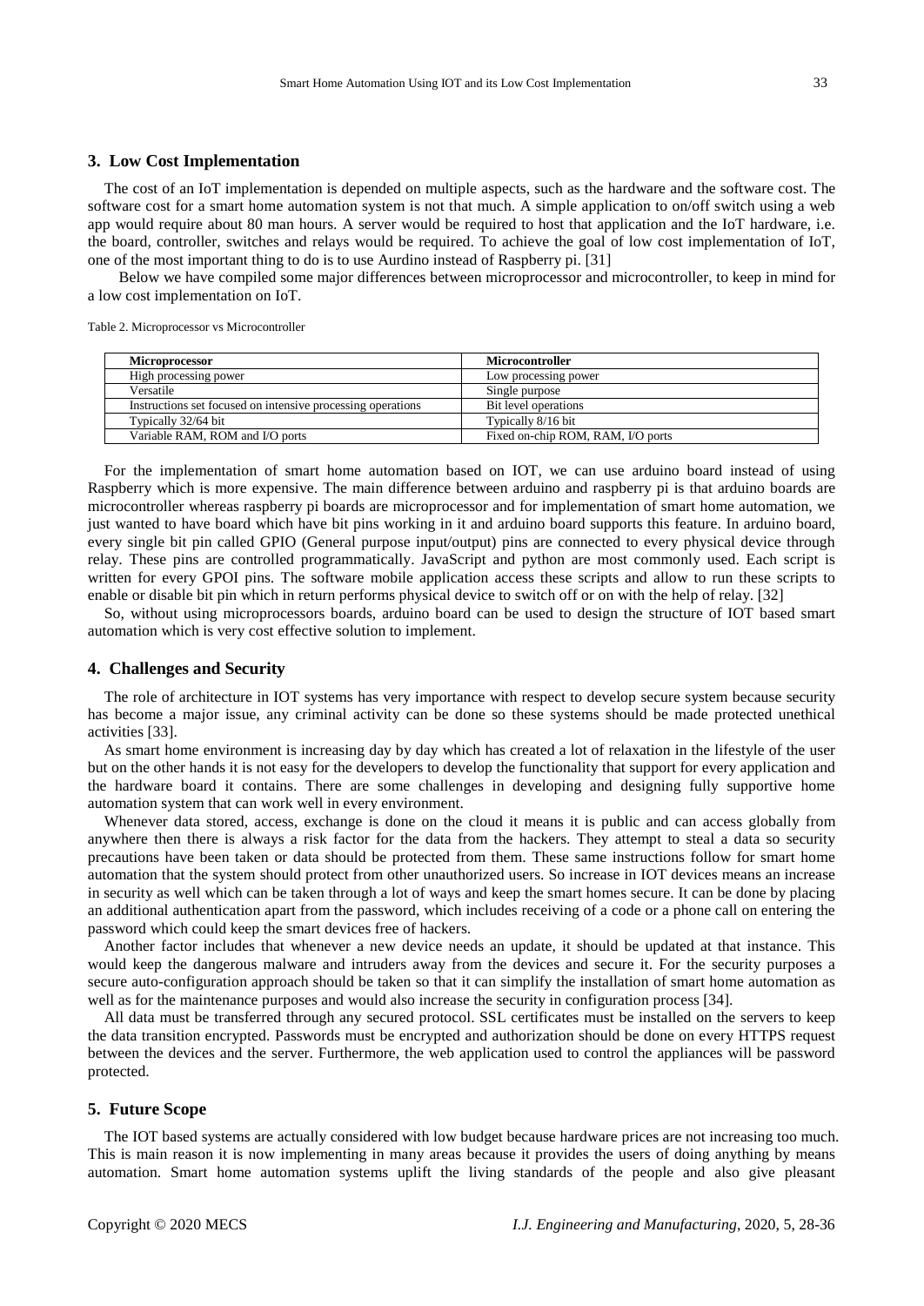## 3. Low Cost Implementation

The cost of an IoT implementation is depended on multiple aspects, such as the hardware and the software cost. The software cost for a smart home automation system is not that much. A simple application to on/off switch using a web app would require about 80 man hours. A server would be required to host that application and the IoT hardware, i.e. the board, controller, switches and relays would be required. To achieve the goal of low cost implementation of IoT, one of the most important thing to do is to use Aurdino instead of Raspberry pi. [31]

Below we have compiled some major differences between microprocessor and microcontroller, to keep in mind for a low cost implementation on IoT.

Table 2. Microprocessor vs Microcontroller

| **Microprocessor** | **Microcontroller** |
|---|---|
| High processing power | Low processing power |
| Versatile | Single purpose |
| Instructions set focused on intensive processing operations | Bit level operations |
| Typically 32/64 bit | Typically 8/16 bit |
| Variable RAM, ROM and I/O ports | Fixed on-chip ROM, RAM, I/O ports |

For the implementation of smart home automation based on IOT, we can use arduino board instead of using Raspberry which is more expensive. The main difference between arduino and raspberry pi is that arduino boards are microcontroller whereas raspberry pi boards are microprocessor and for implementation of smart home automation, we just wanted to have board which have bit pins working in it and arduino board supports this feature. In arduino board, every single bit pin called GPIO (General purpose input/output) pins are connected to every physical device through relay. These pins are controlled programmatically. JavaScript and python are most commonly used. Each script is written for every GPOI pins. The software mobile application access these scripts and allow to run these scripts to enable or disable bit pin which in return performs physical device to switch off or on with the help of relay. [32]

So, without using microprocessors boards, arduino board can be used to design the structure of IOT based smart automation which is very cost effective solution to implement.

## 4. Challenges and Security

The role of architecture in IOT systems has very importance with respect to develop secure system because security has become a major issue, any criminal activity can be done so these systems should be made protected unethical activities [33].

As smart home environment is increasing day by day which has created a lot of relaxation in the lifestyle of the user but on the other hands it is not easy for the developers to develop the functionality that support for every application and the hardware board it contains. There are some challenges in developing and designing fully supportive home automation system that can work well in every environment.

Whenever data stored, access, exchange is done on the cloud it means it is public and can access globally from anywhere then there is always a risk factor for the data from the hackers. They attempt to steal a data so security precautions have been taken or data should be protected from them. These same instructions follow for smart home automation that the system should protect from other unauthorized users. So increase in IOT devices means an increase in security as well which can be taken through a lot of ways and keep the smart homes secure. It can be done by placing an additional authentication apart from the password, which includes receiving of a code or a phone call on entering the password which could keep the smart devices free of hackers.

Another factor includes that whenever a new device needs an update, it should be updated at that instance. This would keep the dangerous malware and intruders away from the devices and secure it. For the security purposes a secure auto-configuration approach should be taken so that it can simplify the installation of smart home automation as well as for the maintenance purposes and would also increase the security in configuration process [34].

All data must be transferred through any secured protocol. SSL certificates must be installed on the servers to keep the data transition encrypted. Passwords must be encrypted and authorization should be done on every HTTPS request between the devices and the server. Furthermore, the web application used to control the appliances will be password protected.

## 5. Future Scope

The IOT based systems are actually considered with low budget because hardware prices are not increasing too much. This is main reason it is now implementing in many areas because it provides the users of doing anything by means automation. Smart home automation systems uplift the living standards of the people and also give pleasant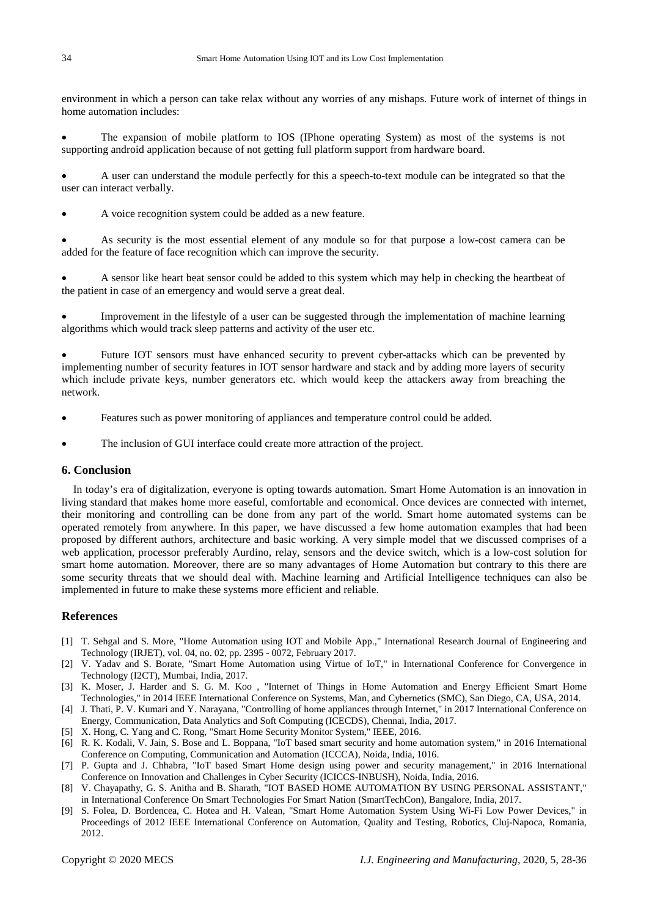environment in which a person can take relax without any worries of any mishaps. Future work of internet of things in home automation includes:

- The expansion of mobile platform to IOS (IPhone operating System) as most of the systems is not supporting android application because of not getting full platform support from hardware board.
- A user can understand the module perfectly for this a speech-to-text module can be integrated so that the user can interact verbally.
- A voice recognition system could be added as a new feature.
- As security is the most essential element of any module so for that purpose a low-cost camera can be added for the feature of face recognition which can improve the security.
- A sensor like heart beat sensor could be added to this system which may help in checking the heartbeat of the patient in case of an emergency and would serve a great deal.
- Improvement in the lifestyle of a user can be suggested through the implementation of machine learning algorithms which would track sleep patterns and activity of the user etc.
- Future IOT sensors must have enhanced security to prevent cyber-attacks which can be prevented by implementing number of security features in IOT sensor hardware and stack and by adding more layers of security which include private keys, number generators etc. which would keep the attackers away from breaching the network.
- Features such as power monitoring of appliances and temperature control could be added.
- The inclusion of GUI interface could create more attraction of the project.

## 6. Conclusion

In today's era of digitalization, everyone is opting towards automation. Smart Home Automation is an innovation in living standard that makes home more easeful, comfortable and economical. Once devices are connected with internet, their monitoring and controlling can be done from any part of the world. Smart home automated systems can be operated remotely from anywhere. In this paper, we have discussed a few home automation examples that had been proposed by different authors, architecture and basic working. A very simple model that we discussed comprises of a web application, processor preferably Aurdino, relay, sensors and the device switch, which is a low-cost solution for smart home automation. Moreover, there are so many advantages of Home Automation but contrary to this there are some security threats that we should deal with. Machine learning and Artificial Intelligence techniques can also be implemented in future to make these systems more efficient and reliable.

## References

[1] T. Sehgal and S. More, "Home Automation using IOT and Mobile App.," International Research Journal of Engineering and Technology (IRJET), vol. 04, no. 02, pp. 2395 - 0072, February 2017.

[2] V. Yadav and S. Borate, "Smart Home Automation using Virtue of IoT," in International Conference for Convergence in Technology (I2CT), Mumbai, India, 2017.

[3] K. Moser, J. Harder and S. G. M. Koo , "Internet of Things in Home Automation and Energy Efficient Smart Home Technologies," in 2014 IEEE International Conference on Systems, Man, and Cybernetics (SMC), San Diego, CA, USA, 2014.

[4] J. Thati, P. V. Kumari and Y. Narayana, "Controlling of home appliances through Internet," in 2017 International Conference on Energy, Communication, Data Analytics and Soft Computing (ICECDS), Chennai, India, 2017.

[5] X. Hong, C. Yang and C. Rong, "Smart Home Security Monitor System," IEEE, 2016.

[6] R. K. Kodali, V. Jain, S. Bose and L. Boppana, "IoT based smart security and home automation system," in 2016 International Conference on Computing, Communication and Automation (ICCCA), Noida, India, 1016.

[7] P. Gupta and J. Chhabra, "IoT based Smart Home design using power and security management," in 2016 International Conference on Innovation and Challenges in Cyber Security (ICICCS-INBUSH), Noida, India, 2016.

[8] V. Chayapathy, G. S. Anitha and B. Sharath, "IOT BASED HOME AUTOMATION BY USING PERSONAL ASSISTANT," in International Conference On Smart Technologies For Smart Nation (SmartTechCon), Bangalore, India, 2017.

[9] S. Folea, D. Bordencea, C. Hotea and H. Valean, "Smart Home Automation System Using Wi-Fi Low Power Devices," in Proceedings of 2012 IEEE International Conference on Automation, Quality and Testing, Robotics, Cluj-Napoca, Romania, 2012.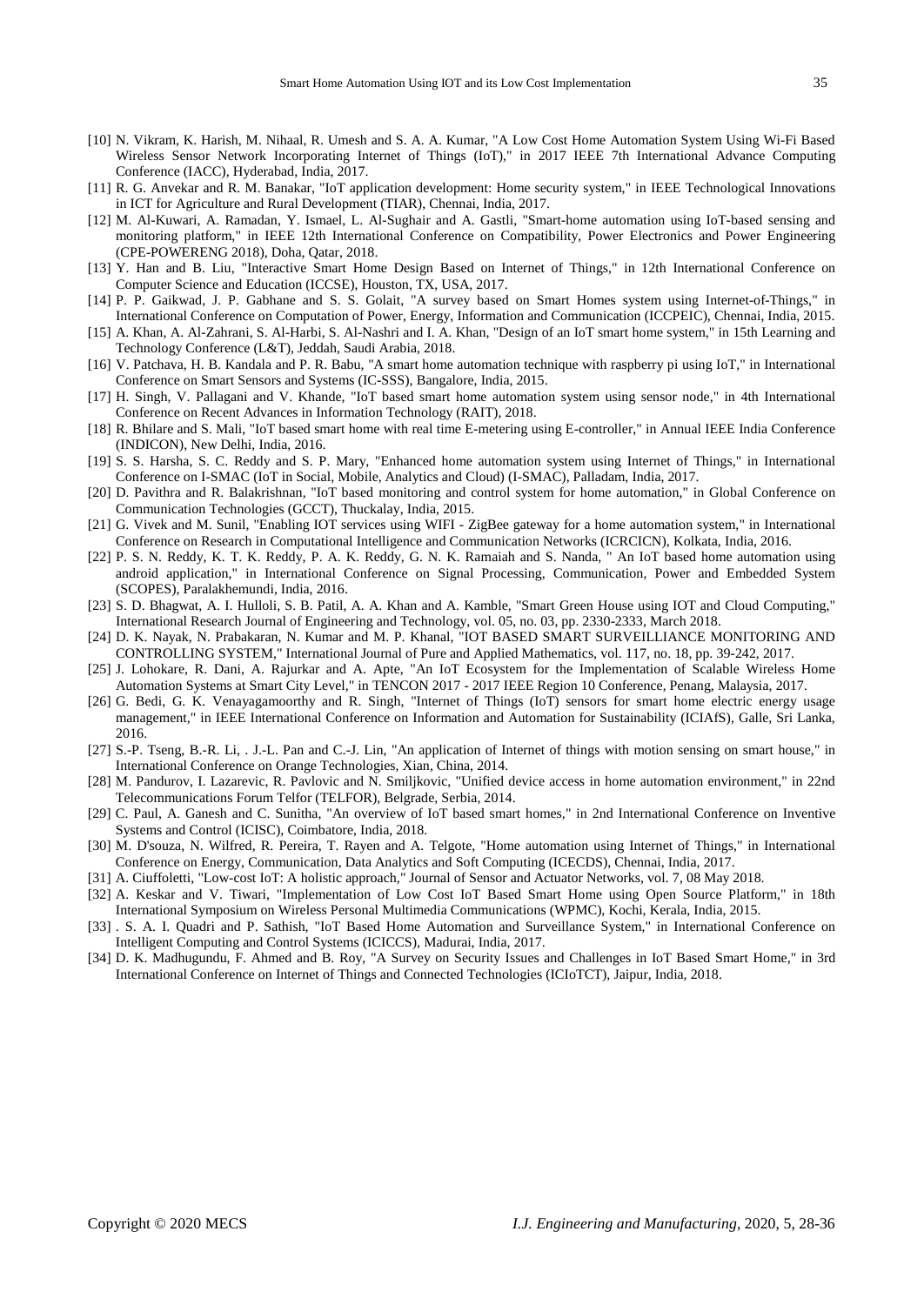[10] N. Vikram, K. Harish, M. Nihaal, R. Umesh and S. A. A. Kumar, "A Low Cost Home Automation System Using Wi-Fi Based Wireless Sensor Network Incorporating Internet of Things (IoT)," in 2017 IEEE 7th International Advance Computing Conference (IACC), Hyderabad, India, 2017.

[11] R. G. Anvekar and R. M. Banakar, "IoT application development: Home security system," in IEEE Technological Innovations in ICT for Agriculture and Rural Development (TIAR), Chennai, India, 2017.

[12] M. Al-Kuwari, A. Ramadan, Y. Ismael, L. Al-Sughair and A. Gastli, "Smart-home automation using IoT-based sensing and monitoring platform," in IEEE 12th International Conference on Compatibility, Power Electronics and Power Engineering (CPE-POWERENG 2018), Doha, Qatar, 2018.

[13] Y. Han and B. Liu, "Interactive Smart Home Design Based on Internet of Things," in 12th International Conference on Computer Science and Education (ICCSE), Houston, TX, USA, 2017.

[14] P. P. Gaikwad, J. P. Gabhane and S. S. Golait, "A survey based on Smart Homes system using Internet-of-Things," in International Conference on Computation of Power, Energy, Information and Communication (ICCPEIC), Chennai, India, 2015.

[15] A. Khan, A. Al-Zahrani, S. Al-Harbi, S. Al-Nashri and I. A. Khan, "Design of an IoT smart home system," in 15th Learning and Technology Conference (L&T), Jeddah, Saudi Arabia, 2018.

[16] V. Patchava, H. B. Kandala and P. R. Babu, "A smart home automation technique with raspberry pi using IoT," in International Conference on Smart Sensors and Systems (IC-SSS), Bangalore, India, 2015.

[17] H. Singh, V. Pallagani and V. Khande, "IoT based smart home automation system using sensor node," in 4th International Conference on Recent Advances in Information Technology (RAIT), 2018.

[18] R. Bhilare and S. Mali, "IoT based smart home with real time E-metering using E-controller," in Annual IEEE India Conference (INDICON), New Delhi, India, 2016.

[19] S. S. Harsha, S. C. Reddy and S. P. Mary, "Enhanced home automation system using Internet of Things," in International Conference on I-SMAC (IoT in Social, Mobile, Analytics and Cloud) (I-SMAC), Palladam, India, 2017.

[20] D. Pavithra and R. Balakrishnan, "IoT based monitoring and control system for home automation," in Global Conference on Communication Technologies (GCCT), Thuckalay, India, 2015.

[21] G. Vivek and M. Sunil, "Enabling IOT services using WIFI - ZigBee gateway for a home automation system," in International Conference on Research in Computational Intelligence and Communication Networks (ICRCICN), Kolkata, India, 2016.

[22] P. S. N. Reddy, K. T. K. Reddy, P. A. K. Reddy, G. N. K. Ramaiah and S. Nanda, " An IoT based home automation using android application," in International Conference on Signal Processing, Communication, Power and Embedded System (SCOPES), Paralakhemundi, India, 2016.

[23] S. D. Bhagwat, A. I. Hulloli, S. B. Patil, A. A. Khan and A. Kamble, "Smart Green House using IOT and Cloud Computing," International Research Journal of Engineering and Technology, vol. 05, no. 03, pp. 2330-2333, March 2018.

[24] D. K. Nayak, N. Prabakaran, N. Kumar and M. P. Khanal, "IOT BASED SMART SURVEILLIANCE MONITORING AND CONTROLLING SYSTEM," International Journal of Pure and Applied Mathematics, vol. 117, no. 18, pp. 39-242, 2017.

[25] J. Lohokare, R. Dani, A. Rajurkar and A. Apte, "An IoT Ecosystem for the Implementation of Scalable Wireless Home Automation Systems at Smart City Level," in TENCON 2017 - 2017 IEEE Region 10 Conference, Penang, Malaysia, 2017.

[26] G. Bedi, G. K. Venayagamoorthy and R. Singh, "Internet of Things (IoT) sensors for smart home electric energy usage management," in IEEE International Conference on Information and Automation for Sustainability (ICIAfS), Galle, Sri Lanka, 2016.

[27] S.-P. Tseng, B.-R. Li, . J.-L. Pan and C.-J. Lin, "An application of Internet of things with motion sensing on smart house," in International Conference on Orange Technologies, Xian, China, 2014.

[28] M. Pandurov, I. Lazarevic, R. Pavlovic and N. Smiljkovic, "Unified device access in home automation environment," in 22nd Telecommunications Forum Telfor (TELFOR), Belgrade, Serbia, 2014.

[29] C. Paul, A. Ganesh and C. Sunitha, "An overview of IoT based smart homes," in 2nd International Conference on Inventive Systems and Control (ICISC), Coimbatore, India, 2018.

[30] M. D'souza, N. Wilfred, R. Pereira, T. Rayen and A. Telgote, "Home automation using Internet of Things," in International Conference on Energy, Communication, Data Analytics and Soft Computing (ICECDS), Chennai, India, 2017.

[31] A. Ciuffoletti, "Low-cost IoT: A holistic approach," Journal of Sensor and Actuator Networks, vol. 7, 08 May 2018.

[32] A. Keskar and V. Tiwari, "Implementation of Low Cost IoT Based Smart Home using Open Source Platform," in 18th International Symposium on Wireless Personal Multimedia Communications (WPMC), Kochi, Kerala, India, 2015.

[33] . S. A. I. Quadri and P. Sathish, "IoT Based Home Automation and Surveillance System," in International Conference on Intelligent Computing and Control Systems (ICICCS), Madurai, India, 2017.

[34] D. K. Madhugundu, F. Ahmed and B. Roy, "A Survey on Security Issues and Challenges in IoT Based Smart Home," in 3rd International Conference on Internet of Things and Connected Technologies (ICIoTCT), Jaipur, India, 2018.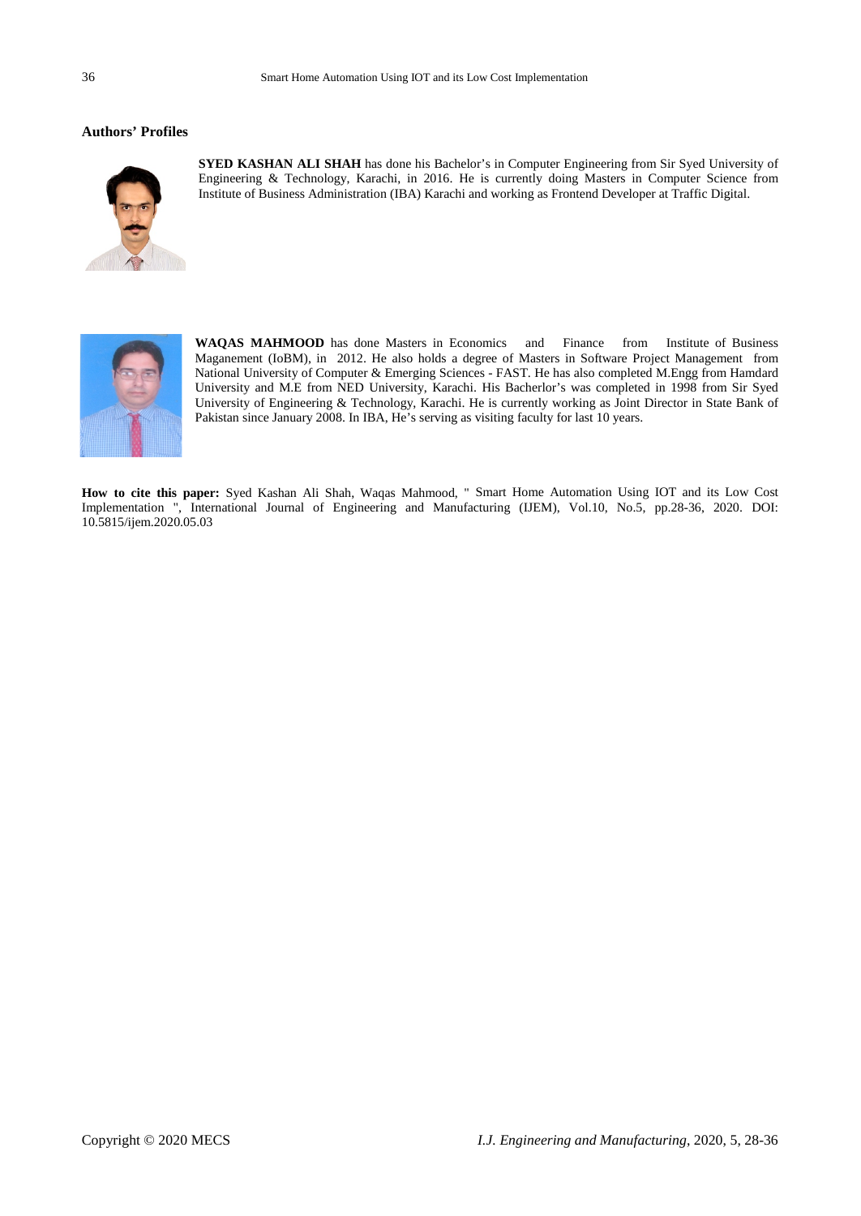**Authors' Profiles**

**SYED KASHAN ALI SHAH** has done his Bachelor's in Computer Engineering from Sir Syed University of Engineering & Technology, Karachi, in 2016. He is currently doing Masters in Computer Science from Institute of Business Administration (IBA) Karachi and working as Frontend Developer at Traffic Digital.

**WAQAS MAHMOOD** has done Masters in Economics and Finance from Institute of Business Maganement (IoBM), in 2012. He also holds a degree of Masters in Software Project Management from National University of Computer & Emerging Sciences - FAST. He has also completed M.Engg from Hamdard University and M.E from NED University, Karachi. His Bacherlor's was completed in 1998 from Sir Syed University of Engineering & Technology, Karachi. He is currently working as Joint Director in State Bank of Pakistan since January 2008. In IBA, He's serving as visiting faculty for last 10 years.

**How to cite this paper:** Syed Kashan Ali Shah, Waqas Mahmood, " Smart Home Automation Using IOT and its Low Cost Implementation ", International Journal of Engineering and Manufacturing (IJEM), Vol.10, No.5, pp.28-36, 2020. DOI: 10.5815/ijem.2020.05.03